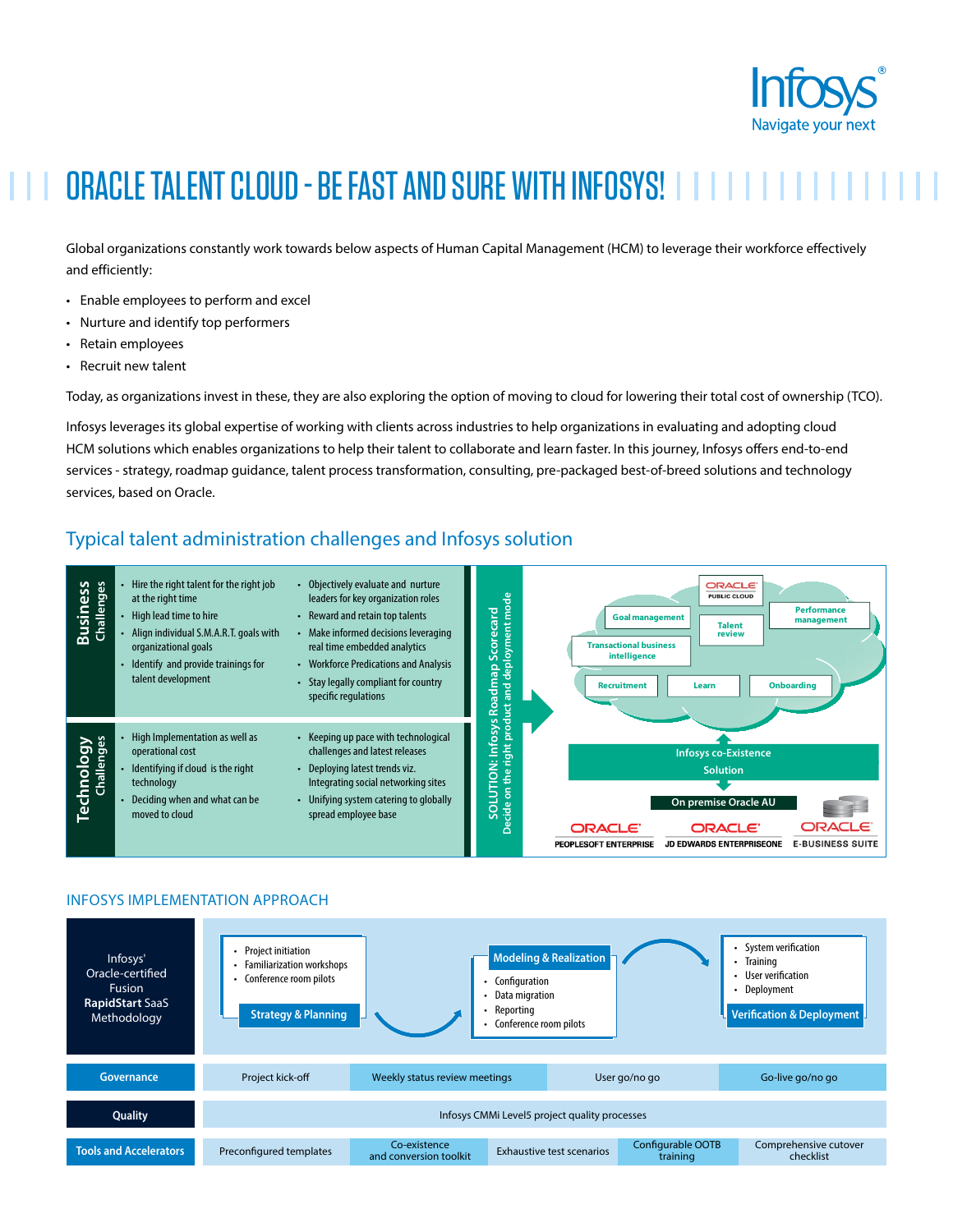Infosys®
Navigate your next

# ORACLE TALENT CLOUD - BE FAST AND SURE WITH INFOSYS!

Global organizations constantly work towards below aspects of Human Capital Management (HCM) to leverage their workforce effectively and efficiently:

- Enable employees to perform and excel
- Nurture and identify top performers
- Retain employees
- Recruit new talent

Today, as organizations invest in these, they are also exploring the option of moving to cloud for lowering their total cost of ownership (TCO).

Infosys leverages its global expertise of working with clients across industries to help organizations in evaluating and adopting cloud HCM solutions which enables organizations to help their talent to collaborate and learn faster. In this journey, Infosys offers end-to-end services - strategy, roadmap guidance, talent process transformation, consulting, pre-packaged best-of-breed solutions and technology services, based on Oracle.

## Typical talent administration challenges and Infosys solution

**Business Challenges**

- Hire the right talent for the right job at the right time
- High lead time to hire
- Align individual S.M.A.R.T. goals with organizational goals
- Identify and provide trainings for talent development
- Objectively evaluate and nurture leaders for key organization roles
- Reward and retain top talents
- Make informed decisions leveraging real time embedded analytics
- Workforce Predications and Analysis
- Stay legally compliant for country specific regulations

**Technology Challenges**

- High Implementation as well as operational cost
- Identifying if cloud is the right technology
- Deciding when and what can be moved to cloud
- Keeping up pace with technological challenges and latest releases
- Deploying latest trends viz. Integrating social networking sites
- Unifying system catering to globally spread employee base

**SOLUTION: Infosys Roadmap Scorecard**
Decide on the right product and deployment mode

ORACLE PUBLIC CLOUD: Goal management, Talent review, Performance management, Transactional business intelligence, Recruitment, Learn, Onboarding

Infosys co-Existence Solution

On premise Oracle AU: ORACLE PEOPLESOFT ENTERPRISE, ORACLE JD EDWARDS ENTERPRISEONE, ORACLE E-BUSINESS SUITE

## INFOSYS IMPLEMENTATION APPROACH

Infosys' Oracle-certified Fusion **RapidStart** SaaS Methodology

**Strategy & Planning**
- Project initiation
- Familiarization workshops
- Conference room pilots

**Modeling & Realization**
- Configuration
- Data migration
- Reporting
- Conference room pilots

**Verification & Deployment**
- System verification
- Training
- User verification
- Deployment

| | | | | | |
|---|---|---|---|---|---|
| **Governance** | Project kick-off | Weekly status review meetings | | User go/no go | Go-live go/no go |
| **Quality** | Infosys CMMi Level5 project quality processes | | | | |
| **Tools and Accelerators** | Preconfigured templates | Co-existence and conversion toolkit | Exhaustive test scenarios | Configurable OOTB training | Comprehensive cutover checklist |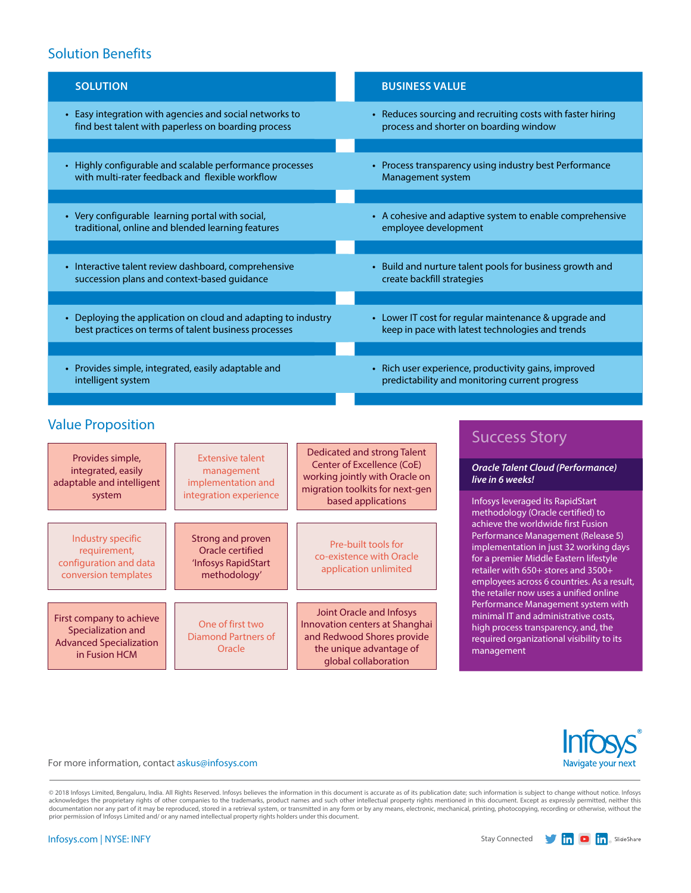## Solution Benefits

| SOLUTION | BUSINESS VALUE |
|---|---|
| • Easy integration with agencies and social networks to find best talent with paperless on boarding process | • Reduces sourcing and recruiting costs with faster hiring process and shorter on boarding window |
| • Highly configurable and scalable performance processes with multi-rater feedback and flexible workflow | • Process transparency using industry best Performance Management system |
| • Very configurable learning portal with social, traditional, online and blended learning features | • A cohesive and adaptive system to enable comprehensive employee development |
| • Interactive talent review dashboard, comprehensive succession plans and context-based guidance | • Build and nurture talent pools for business growth and create backfill strategies |
| • Deploying the application on cloud and adapting to industry best practices on terms of talent business processes | • Lower IT cost for regular maintenance & upgrade and keep in pace with latest technologies and trends |
| • Provides simple, integrated, easily adaptable and intelligent system | • Rich user experience, productivity gains, improved predictability and monitoring current progress |

## Value Proposition

| | | |
|---|---|---|
| Provides simple, integrated, easily adaptable and intelligent system | Extensive talent management implementation and integration experience | Dedicated and strong Talent Center of Excellence (CoE) working jointly with Oracle on migration toolkits for next-gen based applications |
| Industry specific requirement, configuration and data conversion templates | Strong and proven Oracle certified 'Infosys RapidStart methodology' | Pre-built tools for co-existence with Oracle application unlimited |
| First company to achieve Specialization and Advanced Specialization in Fusion HCM | One of first two Diamond Partners of Oracle | Joint Oracle and Infosys Innovation centers at Shanghai and Redwood Shores provide the unique advantage of global collaboration |

## Success Story

***Oracle Talent Cloud (Performance) live in 6 weeks!***

Infosys leveraged its RapidStart methodology (Oracle certified) to achieve the worldwide first Fusion Performance Management (Release 5) implementation in just 32 working days for a premier Middle Eastern lifestyle retailer with 650+ stores and 3500+ employees across 6 countries. As a result, the retailer now uses a unified online Performance Management system with minimal IT and administrative costs, high process transparency, and, the required organizational visibility to its management

For more information, contact askus@infosys.com

Infosys®
Navigate your next

© 2018 Infosys Limited, Bengaluru, India. All Rights Reserved. Infosys believes the information in this document is accurate as of its publication date; such information is subject to change without notice. Infosys acknowledges the proprietary rights of other companies to the trademarks, product names and such other intellectual property rights mentioned in this document. Except as expressly permitted, neither this documentation nor any part of it may be reproduced, stored in a retrieval system, or transmitted in any form or by any means, electronic, mechanical, printing, photocopying, recording or otherwise, without the prior permission of Infosys Limited and/ or any named intellectual property rights holders under this document.

Infosys.com | NYSE: INFY

Stay Connected